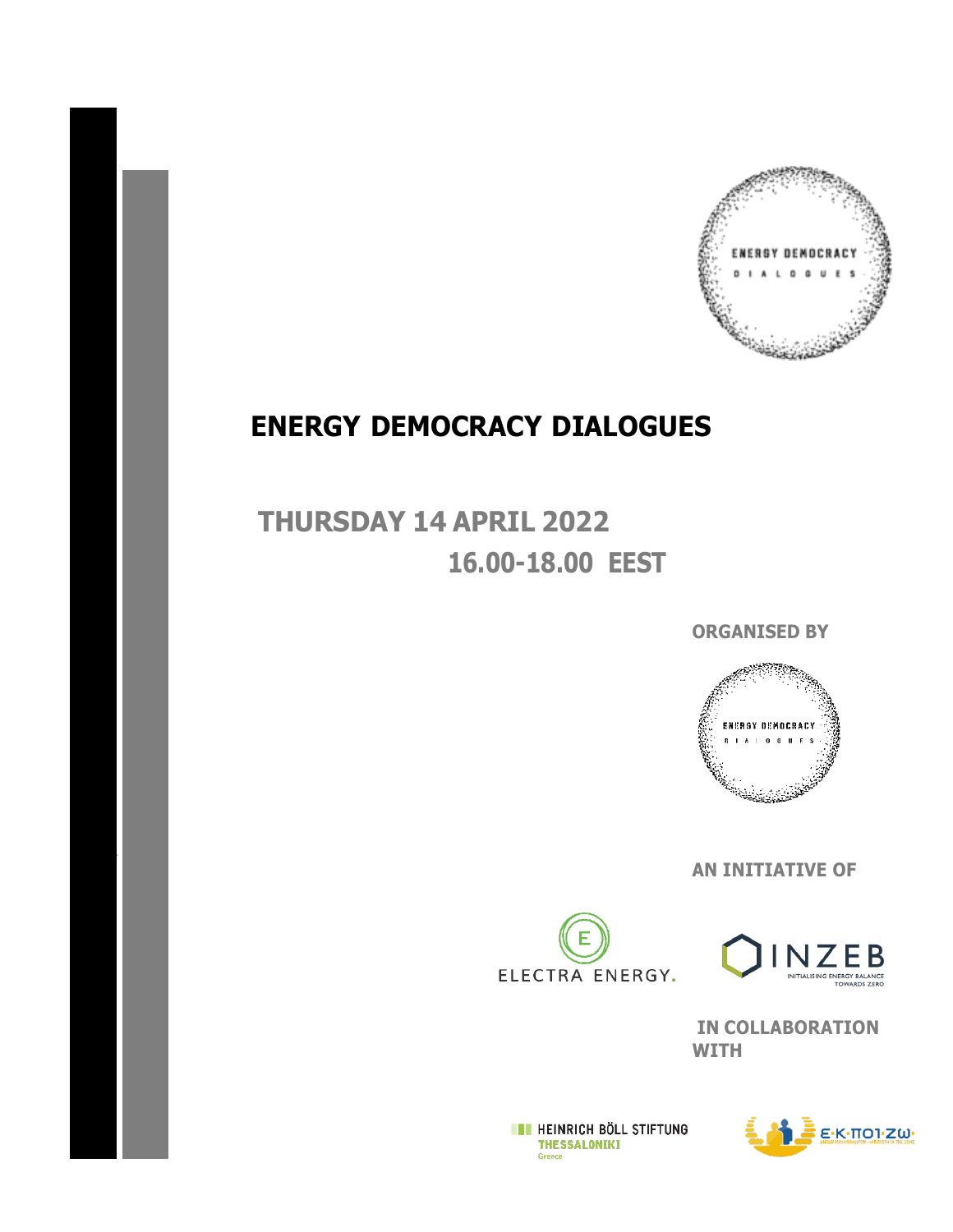# ENERGY DEMOCRACY DIALOGUES

## THURSDAY 14 APRIL 2022

## 16.00-18.00 EEST

**ORGANISED BY**

ENERGY DEMOCRACY DIALOGUES

**AN INITIATIVE OF**

ELECTRA ENERGY.

INZEB INITIALISING ENERGY BALANCE TOWARDS ZERO

**IN COLLABORATION WITH**

HEINRICH BÖLL STIFTUNG THESSALONIKI Greece

Ε·Κ·ΠΟΙ·ΖΩ·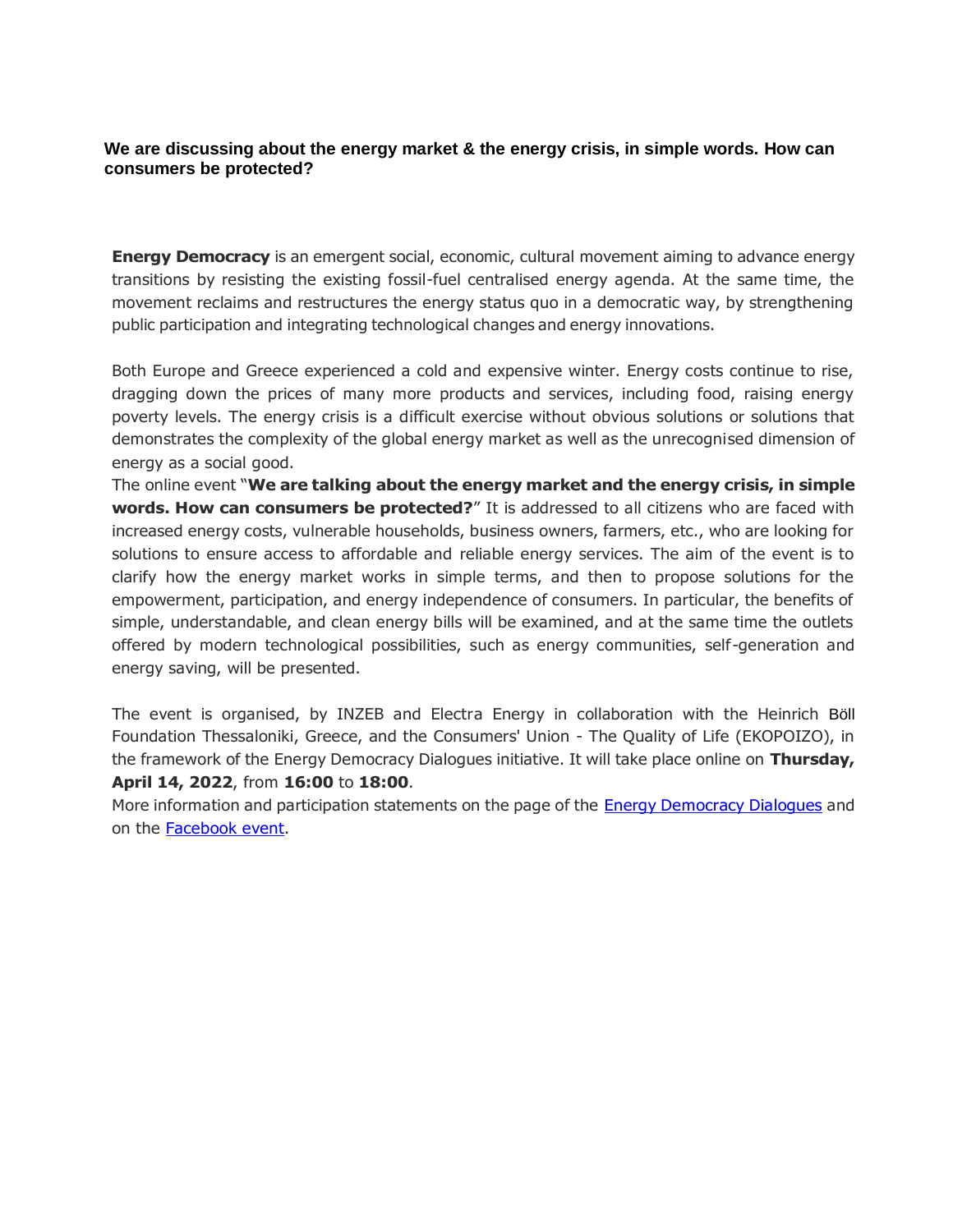**We are discussing about the energy market & the energy crisis, in simple words. How can consumers be protected?**

**Energy Democracy** is an emergent social, economic, cultural movement aiming to advance energy transitions by resisting the existing fossil-fuel centralised energy agenda. At the same time, the movement reclaims and restructures the energy status quo in a democratic way, by strengthening public participation and integrating technological changes and energy innovations.

Both Europe and Greece experienced a cold and expensive winter. Energy costs continue to rise, dragging down the prices of many more products and services, including food, raising energy poverty levels. The energy crisis is a difficult exercise without obvious solutions or solutions that demonstrates the complexity of the global energy market as well as the unrecognised dimension of energy as a social good.

The online event "**We are talking about the energy market and the energy crisis, in simple words. How can consumers be protected?**" It is addressed to all citizens who are faced with increased energy costs, vulnerable households, business owners, farmers, etc., who are looking for solutions to ensure access to affordable and reliable energy services. The aim of the event is to clarify how the energy market works in simple terms, and then to propose solutions for the empowerment, participation, and energy independence of consumers. In particular, the benefits of simple, understandable, and clean energy bills will be examined, and at the same time the outlets offered by modern technological possibilities, such as energy communities, self-generation and energy saving, will be presented.

The event is organised, by INZEB and Electra Energy in collaboration with the Heinrich Böll Foundation Thessaloniki, Greece, and the Consumers' Union - The Quality of Life (EKOPOIZO), in the framework of the Energy Democracy Dialogues initiative. It will take place online on **Thursday, April 14, 2022**, from **16:00** to **18:00**.

More information and participation statements on the page of the Energy Democracy Dialogues and on the Facebook event.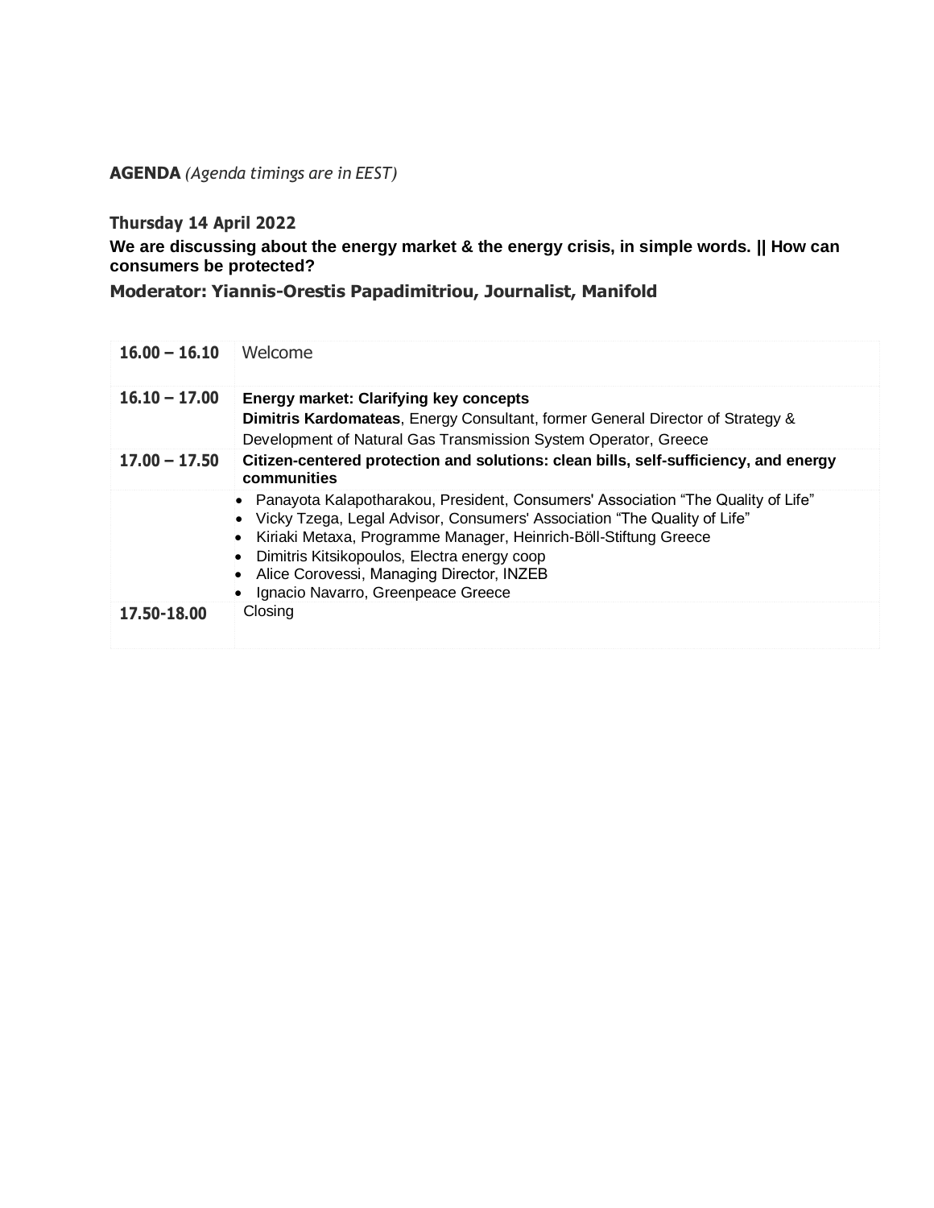**AGENDA** *(Agenda timings are in EEST)*

### Thursday 14 April 2022

**We are discussing about the energy market & the energy crisis, in simple words. || How can consumers be protected?**

**Moderator: Yiannis-Orestis Papadimitriou, Journalist, Manifold**

| | |
|---|---|
| **16.00 – 16.10** | Welcome |
| **16.10 – 17.00** | **Energy market: Clarifying key concepts**<br>**Dimitris Kardomateas**, Energy Consultant, former General Director of Strategy & Development of Natural Gas Transmission System Operator, Greece |
| **17.00 – 17.50** | **Citizen-centered protection and solutions: clean bills, self-sufficiency, and energy communities** |
| | • Panayota Kalapotharakou, President, Consumers' Association "The Quality of Life"<br>• Vicky Tzega, Legal Advisor, Consumers' Association "The Quality of Life"<br>• Kiriaki Metaxa, Programme Manager, Heinrich-Böll-Stiftung Greece<br>• Dimitris Kitsikopoulos, Electra energy coop<br>• Alice Corovessi, Managing Director, INZEB<br>• Ignacio Navarro, Greenpeace Greece |
| **17.50-18.00** | Closing |